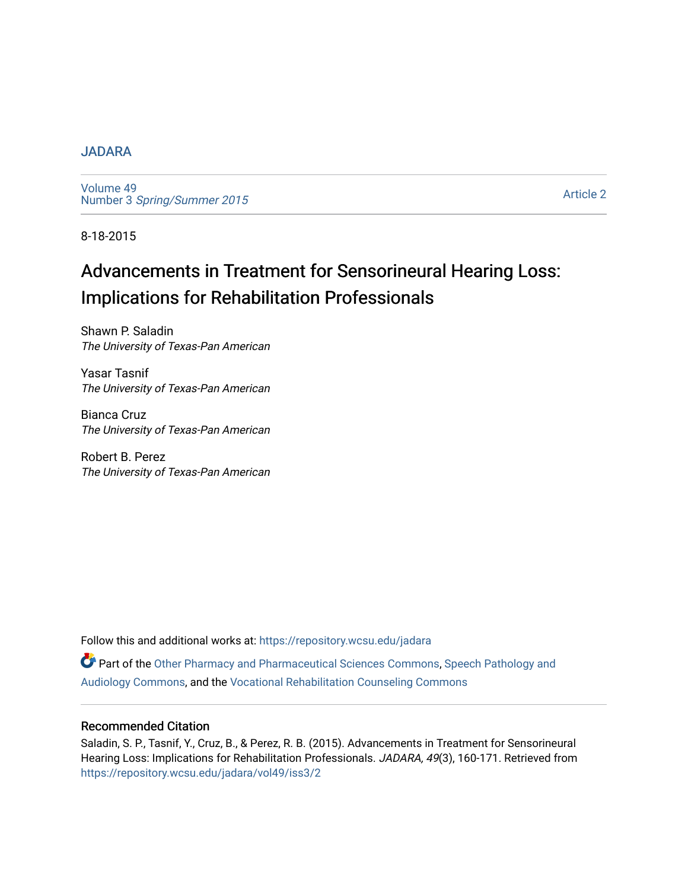JADARA

Volume 49
Number 3 *Spring/Summer 2015*

Article 2

8-18-2015

# Advancements in Treatment for Sensorineural Hearing Loss: Implications for Rehabilitation Professionals

Shawn P. Saladin
*The University of Texas-Pan American*

Yasar Tasnif
*The University of Texas-Pan American*

Bianca Cruz
*The University of Texas-Pan American*

Robert B. Perez
*The University of Texas-Pan American*

Follow this and additional works at: https://repository.wcsu.edu/jadara

Part of the Other Pharmacy and Pharmaceutical Sciences Commons, Speech Pathology and Audiology Commons, and the Vocational Rehabilitation Counseling Commons

## Recommended Citation

Saladin, S. P., Tasnif, Y., Cruz, B., & Perez, R. B. (2015). Advancements in Treatment for Sensorineural Hearing Loss: Implications for Rehabilitation Professionals. *JADARA, 49*(3), 160-171. Retrieved from https://repository.wcsu.edu/jadara/vol49/iss3/2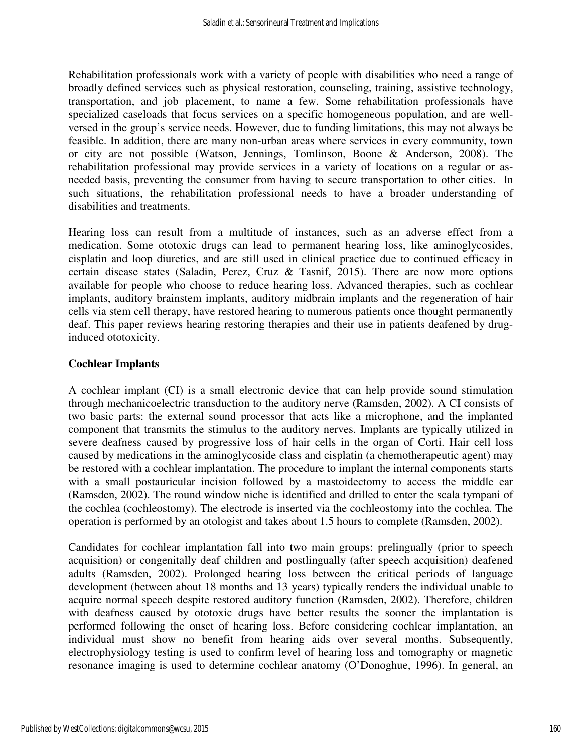Rehabilitation professionals work with a variety of people with disabilities who need a range of broadly defined services such as physical restoration, counseling, training, assistive technology, transportation, and job placement, to name a few. Some rehabilitation professionals have specialized caseloads that focus services on a specific homogeneous population, and are well-versed in the group's service needs. However, due to funding limitations, this may not always be feasible. In addition, there are many non-urban areas where services in every community, town or city are not possible (Watson, Jennings, Tomlinson, Boone & Anderson, 2008). The rehabilitation professional may provide services in a variety of locations on a regular or as-needed basis, preventing the consumer from having to secure transportation to other cities. In such situations, the rehabilitation professional needs to have a broader understanding of disabilities and treatments.

Hearing loss can result from a multitude of instances, such as an adverse effect from a medication. Some ototoxic drugs can lead to permanent hearing loss, like aminoglycosides, cisplatin and loop diuretics, and are still used in clinical practice due to continued efficacy in certain disease states (Saladin, Perez, Cruz & Tasnif, 2015). There are now more options available for people who choose to reduce hearing loss. Advanced therapies, such as cochlear implants, auditory brainstem implants, auditory midbrain implants and the regeneration of hair cells via stem cell therapy, have restored hearing to numerous patients once thought permanently deaf. This paper reviews hearing restoring therapies and their use in patients deafened by drug-induced ototoxicity.

## Cochlear Implants

A cochlear implant (CI) is a small electronic device that can help provide sound stimulation through mechanicoelectric transduction to the auditory nerve (Ramsden, 2002). A CI consists of two basic parts: the external sound processor that acts like a microphone, and the implanted component that transmits the stimulus to the auditory nerves. Implants are typically utilized in severe deafness caused by progressive loss of hair cells in the organ of Corti. Hair cell loss caused by medications in the aminoglycoside class and cisplatin (a chemotherapeutic agent) may be restored with a cochlear implantation. The procedure to implant the internal components starts with a small postauricular incision followed by a mastoidectomy to access the middle ear (Ramsden, 2002). The round window niche is identified and drilled to enter the scala tympani of the cochlea (cochleostomy). The electrode is inserted via the cochleostomy into the cochlea. The operation is performed by an otologist and takes about 1.5 hours to complete (Ramsden, 2002).

Candidates for cochlear implantation fall into two main groups: prelingually (prior to speech acquisition) or congenitally deaf children and postlingually (after speech acquisition) deafened adults (Ramsden, 2002). Prolonged hearing loss between the critical periods of language development (between about 18 months and 13 years) typically renders the individual unable to acquire normal speech despite restored auditory function (Ramsden, 2002). Therefore, children with deafness caused by ototoxic drugs have better results the sooner the implantation is performed following the onset of hearing loss. Before considering cochlear implantation, an individual must show no benefit from hearing aids over several months. Subsequently, electrophysiology testing is used to confirm level of hearing loss and tomography or magnetic resonance imaging is used to determine cochlear anatomy (O'Donoghue, 1996). In general, an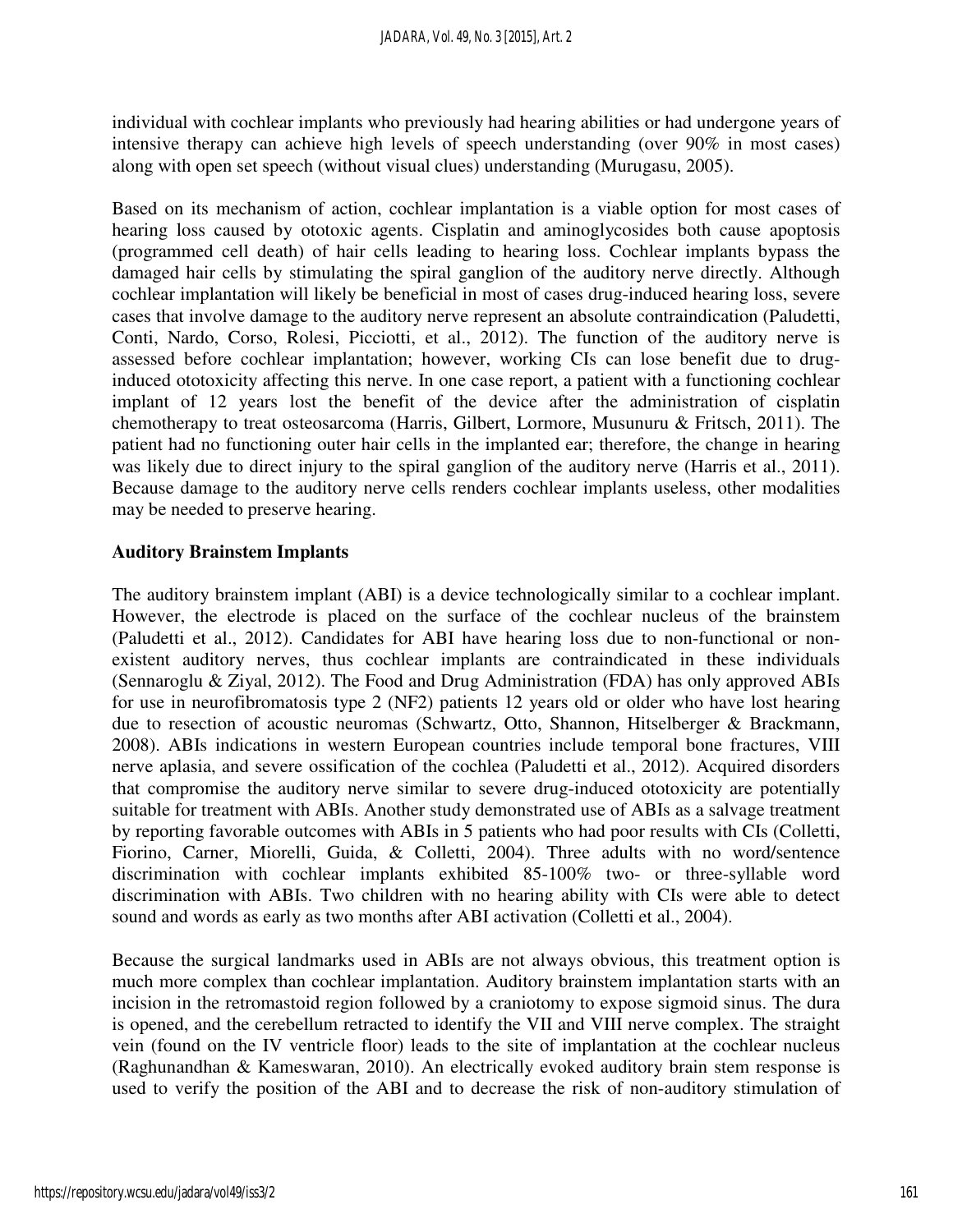individual with cochlear implants who previously had hearing abilities or had undergone years of intensive therapy can achieve high levels of speech understanding (over 90% in most cases) along with open set speech (without visual clues) understanding (Murugasu, 2005).

Based on its mechanism of action, cochlear implantation is a viable option for most cases of hearing loss caused by ototoxic agents. Cisplatin and aminoglycosides both cause apoptosis (programmed cell death) of hair cells leading to hearing loss. Cochlear implants bypass the damaged hair cells by stimulating the spiral ganglion of the auditory nerve directly. Although cochlear implantation will likely be beneficial in most of cases drug-induced hearing loss, severe cases that involve damage to the auditory nerve represent an absolute contraindication (Paludetti, Conti, Nardo, Corso, Rolesi, Picciotti, et al., 2012). The function of the auditory nerve is assessed before cochlear implantation; however, working CIs can lose benefit due to drug-induced ototoxicity affecting this nerve. In one case report, a patient with a functioning cochlear implant of 12 years lost the benefit of the device after the administration of cisplatin chemotherapy to treat osteosarcoma (Harris, Gilbert, Lormore, Musunuru & Fritsch, 2011). The patient had no functioning outer hair cells in the implanted ear; therefore, the change in hearing was likely due to direct injury to the spiral ganglion of the auditory nerve (Harris et al., 2011). Because damage to the auditory nerve cells renders cochlear implants useless, other modalities may be needed to preserve hearing.

## Auditory Brainstem Implants

The auditory brainstem implant (ABI) is a device technologically similar to a cochlear implant. However, the electrode is placed on the surface of the cochlear nucleus of the brainstem (Paludetti et al., 2012). Candidates for ABI have hearing loss due to non-functional or non-existent auditory nerves, thus cochlear implants are contraindicated in these individuals (Sennaroglu & Ziyal, 2012). The Food and Drug Administration (FDA) has only approved ABIs for use in neurofibromatosis type 2 (NF2) patients 12 years old or older who have lost hearing due to resection of acoustic neuromas (Schwartz, Otto, Shannon, Hitselberger & Brackmann, 2008). ABIs indications in western European countries include temporal bone fractures, VIII nerve aplasia, and severe ossification of the cochlea (Paludetti et al., 2012). Acquired disorders that compromise the auditory nerve similar to severe drug-induced ototoxicity are potentially suitable for treatment with ABIs. Another study demonstrated use of ABIs as a salvage treatment by reporting favorable outcomes with ABIs in 5 patients who had poor results with CIs (Colletti, Fiorino, Carner, Miorelli, Guida, & Colletti, 2004). Three adults with no word/sentence discrimination with cochlear implants exhibited 85-100% two- or three-syllable word discrimination with ABIs. Two children with no hearing ability with CIs were able to detect sound and words as early as two months after ABI activation (Colletti et al., 2004).

Because the surgical landmarks used in ABIs are not always obvious, this treatment option is much more complex than cochlear implantation. Auditory brainstem implantation starts with an incision in the retromastoid region followed by a craniotomy to expose sigmoid sinus. The dura is opened, and the cerebellum retracted to identify the VII and VIII nerve complex. The straight vein (found on the IV ventricle floor) leads to the site of implantation at the cochlear nucleus (Raghunandhan & Kameswaran, 2010). An electrically evoked auditory brain stem response is used to verify the position of the ABI and to decrease the risk of non-auditory stimulation of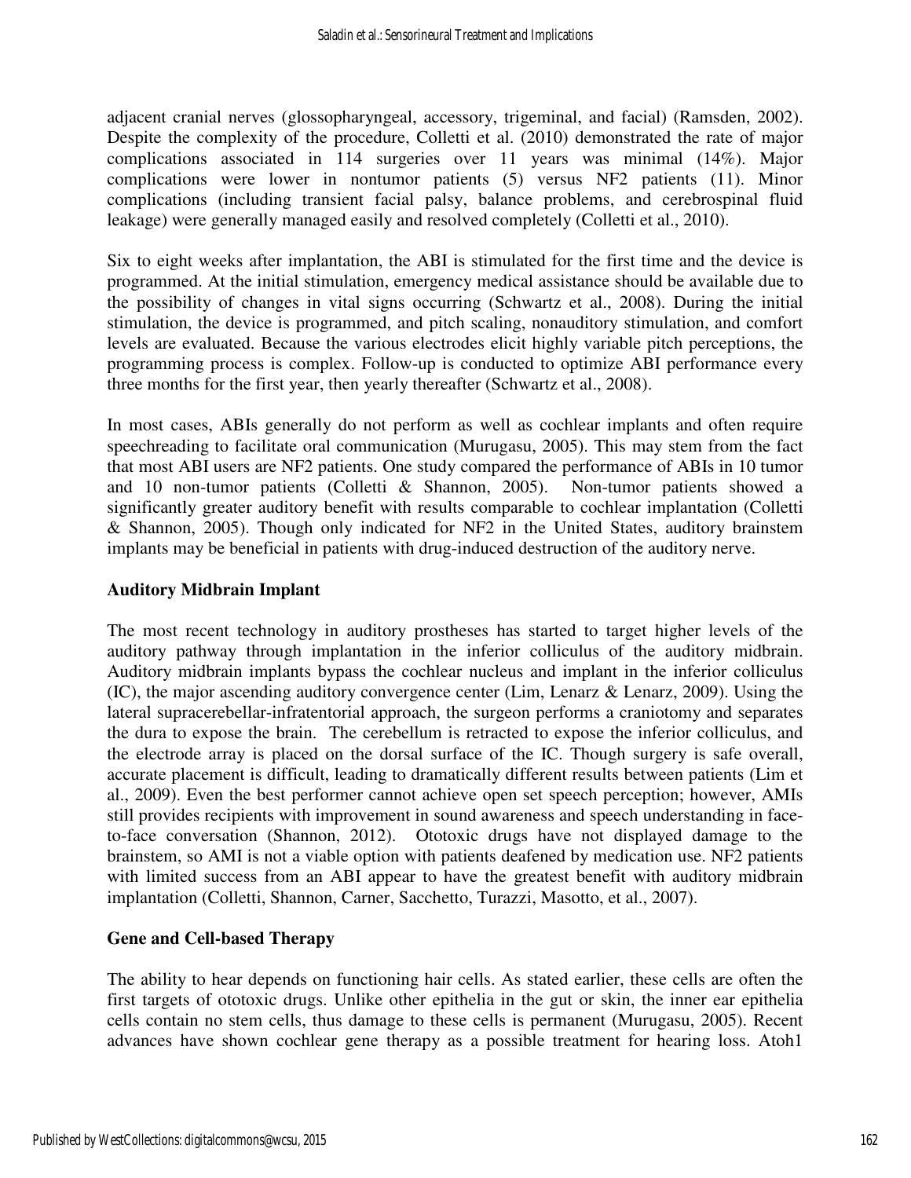adjacent cranial nerves (glossopharyngeal, accessory, trigeminal, and facial) (Ramsden, 2002). Despite the complexity of the procedure, Colletti et al. (2010) demonstrated the rate of major complications associated in 114 surgeries over 11 years was minimal (14%). Major complications were lower in nontumor patients (5) versus NF2 patients (11). Minor complications (including transient facial palsy, balance problems, and cerebrospinal fluid leakage) were generally managed easily and resolved completely (Colletti et al., 2010).

Six to eight weeks after implantation, the ABI is stimulated for the first time and the device is programmed. At the initial stimulation, emergency medical assistance should be available due to the possibility of changes in vital signs occurring (Schwartz et al., 2008). During the initial stimulation, the device is programmed, and pitch scaling, nonauditory stimulation, and comfort levels are evaluated. Because the various electrodes elicit highly variable pitch perceptions, the programming process is complex. Follow-up is conducted to optimize ABI performance every three months for the first year, then yearly thereafter (Schwartz et al., 2008).

In most cases, ABIs generally do not perform as well as cochlear implants and often require speechreading to facilitate oral communication (Murugasu, 2005). This may stem from the fact that most ABI users are NF2 patients. One study compared the performance of ABIs in 10 tumor and 10 non-tumor patients (Colletti & Shannon, 2005). Non-tumor patients showed a significantly greater auditory benefit with results comparable to cochlear implantation (Colletti & Shannon, 2005). Though only indicated for NF2 in the United States, auditory brainstem implants may be beneficial in patients with drug-induced destruction of the auditory nerve.

**Auditory Midbrain Implant**

The most recent technology in auditory prostheses has started to target higher levels of the auditory pathway through implantation in the inferior colliculus of the auditory midbrain. Auditory midbrain implants bypass the cochlear nucleus and implant in the inferior colliculus (IC), the major ascending auditory convergence center (Lim, Lenarz & Lenarz, 2009). Using the lateral supracerebellar-infratentorial approach, the surgeon performs a craniotomy and separates the dura to expose the brain. The cerebellum is retracted to expose the inferior colliculus, and the electrode array is placed on the dorsal surface of the IC. Though surgery is safe overall, accurate placement is difficult, leading to dramatically different results between patients (Lim et al., 2009). Even the best performer cannot achieve open set speech perception; however, AMIs still provides recipients with improvement in sound awareness and speech understanding in face-to-face conversation (Shannon, 2012). Ototoxic drugs have not displayed damage to the brainstem, so AMI is not a viable option with patients deafened by medication use. NF2 patients with limited success from an ABI appear to have the greatest benefit with auditory midbrain implantation (Colletti, Shannon, Carner, Sacchetto, Turazzi, Masotto, et al., 2007).

**Gene and Cell-based Therapy**

The ability to hear depends on functioning hair cells. As stated earlier, these cells are often the first targets of ototoxic drugs. Unlike other epithelia in the gut or skin, the inner ear epithelia cells contain no stem cells, thus damage to these cells is permanent (Murugasu, 2005). Recent advances have shown cochlear gene therapy as a possible treatment for hearing loss. Atoh1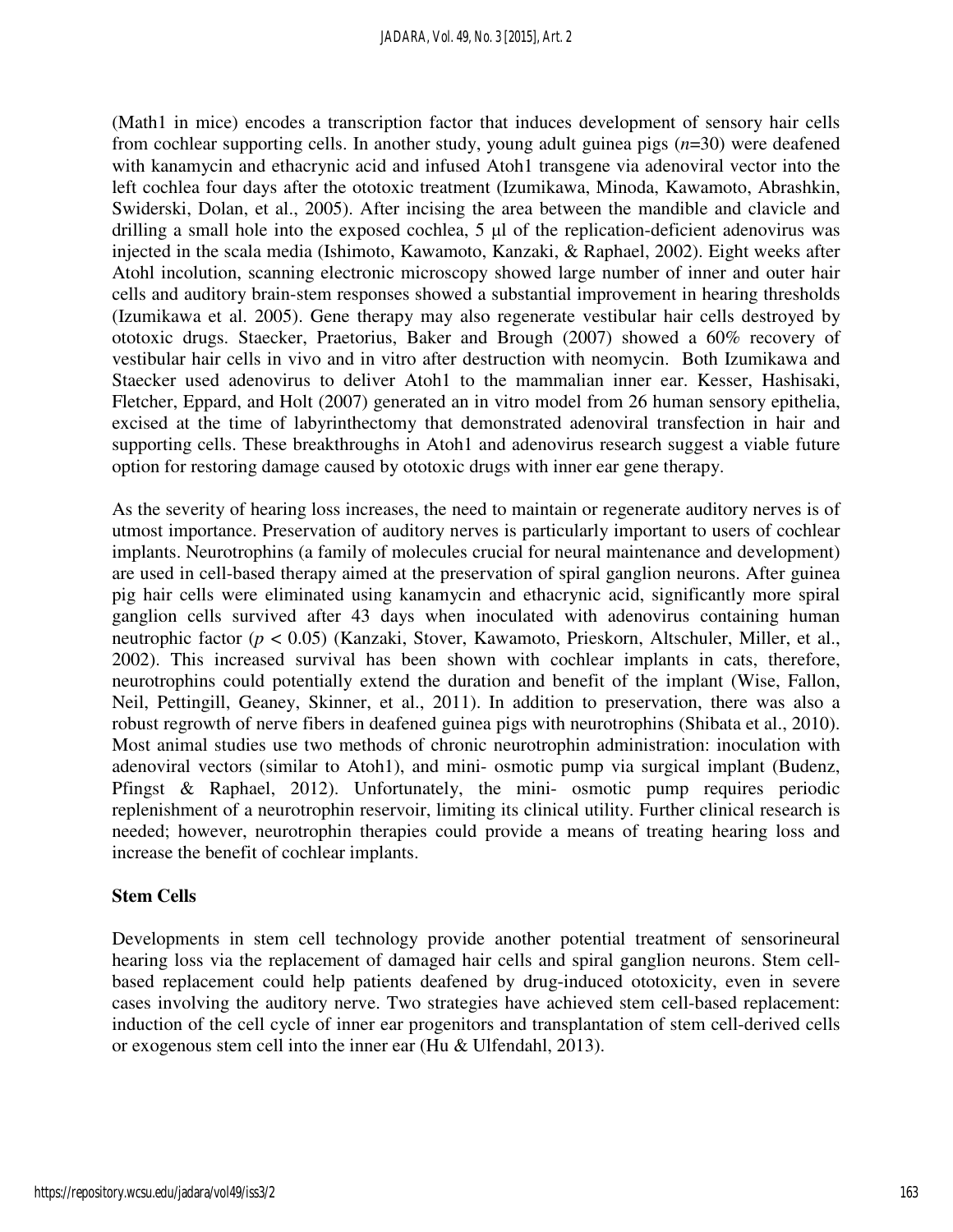(Math1 in mice) encodes a transcription factor that induces development of sensory hair cells from cochlear supporting cells. In another study, young adult guinea pigs (*n*=30) were deafened with kanamycin and ethacrynic acid and infused Atoh1 transgene via adenoviral vector into the left cochlea four days after the ototoxic treatment (Izumikawa, Minoda, Kawamoto, Abrashkin, Swiderski, Dolan, et al., 2005). After incising the area between the mandible and clavicle and drilling a small hole into the exposed cochlea, 5 µl of the replication-deficient adenovirus was injected in the scala media (Ishimoto, Kawamoto, Kanzaki, & Raphael, 2002). Eight weeks after Atohl incolution, scanning electronic microscopy showed large number of inner and outer hair cells and auditory brain-stem responses showed a substantial improvement in hearing thresholds (Izumikawa et al. 2005). Gene therapy may also regenerate vestibular hair cells destroyed by ototoxic drugs. Staecker, Praetorius, Baker and Brough (2007) showed a 60% recovery of vestibular hair cells in vivo and in vitro after destruction with neomycin. Both Izumikawa and Staecker used adenovirus to deliver Atoh1 to the mammalian inner ear. Kesser, Hashisaki, Fletcher, Eppard, and Holt (2007) generated an in vitro model from 26 human sensory epithelia, excised at the time of labyrinthectomy that demonstrated adenoviral transfection in hair and supporting cells. These breakthroughs in Atoh1 and adenovirus research suggest a viable future option for restoring damage caused by ototoxic drugs with inner ear gene therapy.

As the severity of hearing loss increases, the need to maintain or regenerate auditory nerves is of utmost importance. Preservation of auditory nerves is particularly important to users of cochlear implants. Neurotrophins (a family of molecules crucial for neural maintenance and development) are used in cell-based therapy aimed at the preservation of spiral ganglion neurons. After guinea pig hair cells were eliminated using kanamycin and ethacrynic acid, significantly more spiral ganglion cells survived after 43 days when inoculated with adenovirus containing human neutrophic factor ($p < 0.05$) (Kanzaki, Stover, Kawamoto, Prieskorn, Altschuler, Miller, et al., 2002). This increased survival has been shown with cochlear implants in cats, therefore, neurotrophins could potentially extend the duration and benefit of the implant (Wise, Fallon, Neil, Pettingill, Geaney, Skinner, et al., 2011). In addition to preservation, there was also a robust regrowth of nerve fibers in deafened guinea pigs with neurotrophins (Shibata et al., 2010). Most animal studies use two methods of chronic neurotrophin administration: inoculation with adenoviral vectors (similar to Atoh1), and mini- osmotic pump via surgical implant (Budenz, Pfingst & Raphael, 2012). Unfortunately, the mini- osmotic pump requires periodic replenishment of a neurotrophin reservoir, limiting its clinical utility. Further clinical research is needed; however, neurotrophin therapies could provide a means of treating hearing loss and increase the benefit of cochlear implants.

## Stem Cells

Developments in stem cell technology provide another potential treatment of sensorineural hearing loss via the replacement of damaged hair cells and spiral ganglion neurons. Stem cell-based replacement could help patients deafened by drug-induced ototoxicity, even in severe cases involving the auditory nerve. Two strategies have achieved stem cell-based replacement: induction of the cell cycle of inner ear progenitors and transplantation of stem cell-derived cells or exogenous stem cell into the inner ear (Hu & Ulfendahl, 2013).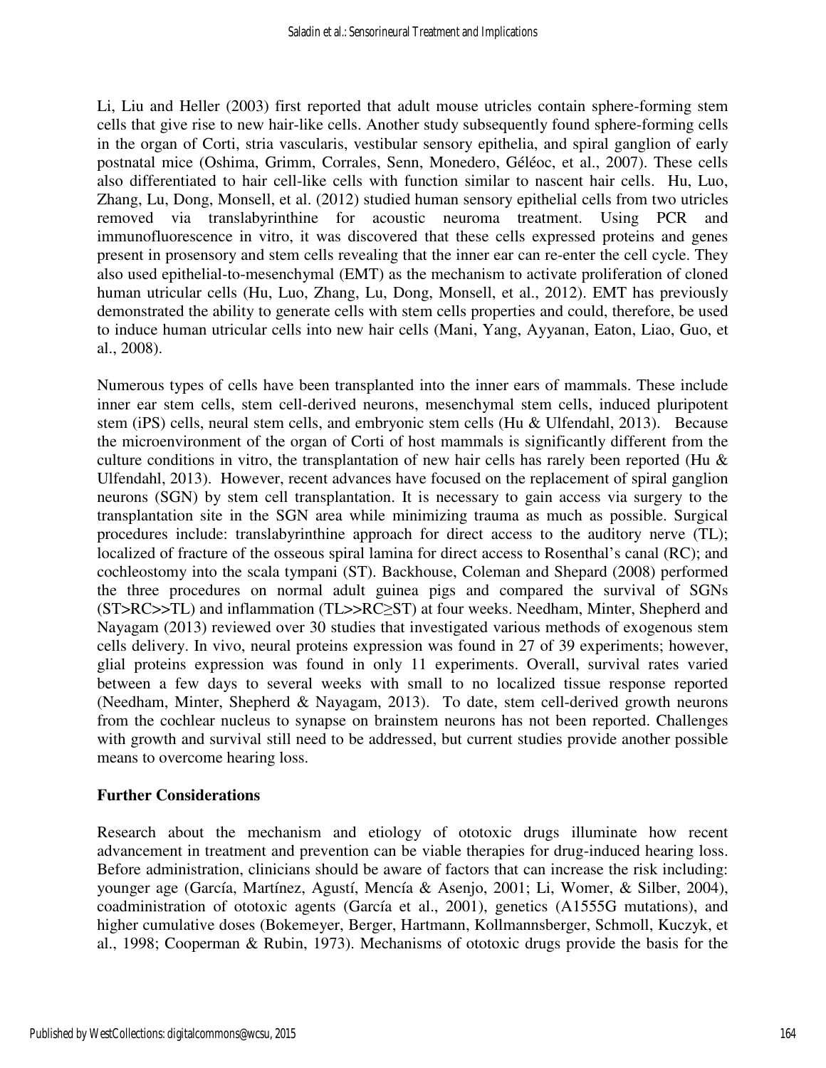Li, Liu and Heller (2003) first reported that adult mouse utricles contain sphere-forming stem cells that give rise to new hair-like cells. Another study subsequently found sphere-forming cells in the organ of Corti, stria vascularis, vestibular sensory epithelia, and spiral ganglion of early postnatal mice (Oshima, Grimm, Corrales, Senn, Monedero, Géléoc, et al., 2007). These cells also differentiated to hair cell-like cells with function similar to nascent hair cells. Hu, Luo, Zhang, Lu, Dong, Monsell, et al. (2012) studied human sensory epithelial cells from two utricles removed via translabyrinthine for acoustic neuroma treatment. Using PCR and immunofluorescence in vitro, it was discovered that these cells expressed proteins and genes present in prosensory and stem cells revealing that the inner ear can re-enter the cell cycle. They also used epithelial-to-mesenchymal (EMT) as the mechanism to activate proliferation of cloned human utricular cells (Hu, Luo, Zhang, Lu, Dong, Monsell, et al., 2012). EMT has previously demonstrated the ability to generate cells with stem cells properties and could, therefore, be used to induce human utricular cells into new hair cells (Mani, Yang, Ayyanan, Eaton, Liao, Guo, et al., 2008).

Numerous types of cells have been transplanted into the inner ears of mammals. These include inner ear stem cells, stem cell-derived neurons, mesenchymal stem cells, induced pluripotent stem (iPS) cells, neural stem cells, and embryonic stem cells (Hu & Ulfendahl, 2013). Because the microenvironment of the organ of Corti of host mammals is significantly different from the culture conditions in vitro, the transplantation of new hair cells has rarely been reported (Hu & Ulfendahl, 2013). However, recent advances have focused on the replacement of spiral ganglion neurons (SGN) by stem cell transplantation. It is necessary to gain access via surgery to the transplantation site in the SGN area while minimizing trauma as much as possible. Surgical procedures include: translabyrinthine approach for direct access to the auditory nerve (TL); localized of fracture of the osseous spiral lamina for direct access to Rosenthal's canal (RC); and cochleostomy into the scala tympani (ST). Backhouse, Coleman and Shepard (2008) performed the three procedures on normal adult guinea pigs and compared the survival of SGNs (ST>RC>>TL) and inflammation (TL>>RC≥ST) at four weeks. Needham, Minter, Shepherd and Nayagam (2013) reviewed over 30 studies that investigated various methods of exogenous stem cells delivery. In vivo, neural proteins expression was found in 27 of 39 experiments; however, glial proteins expression was found in only 11 experiments. Overall, survival rates varied between a few days to several weeks with small to no localized tissue response reported (Needham, Minter, Shepherd & Nayagam, 2013). To date, stem cell-derived growth neurons from the cochlear nucleus to synapse on brainstem neurons has not been reported. Challenges with growth and survival still need to be addressed, but current studies provide another possible means to overcome hearing loss.

## Further Considerations

Research about the mechanism and etiology of ototoxic drugs illuminate how recent advancement in treatment and prevention can be viable therapies for drug-induced hearing loss. Before administration, clinicians should be aware of factors that can increase the risk including: younger age (García, Martínez, Agustí, Mencía & Asenjo, 2001; Li, Womer, & Silber, 2004), coadministration of ototoxic agents (García et al., 2001), genetics (A1555G mutations), and higher cumulative doses (Bokemeyer, Berger, Hartmann, Kollmannsberger, Schmoll, Kuczyk, et al., 1998; Cooperman & Rubin, 1973). Mechanisms of ototoxic drugs provide the basis for the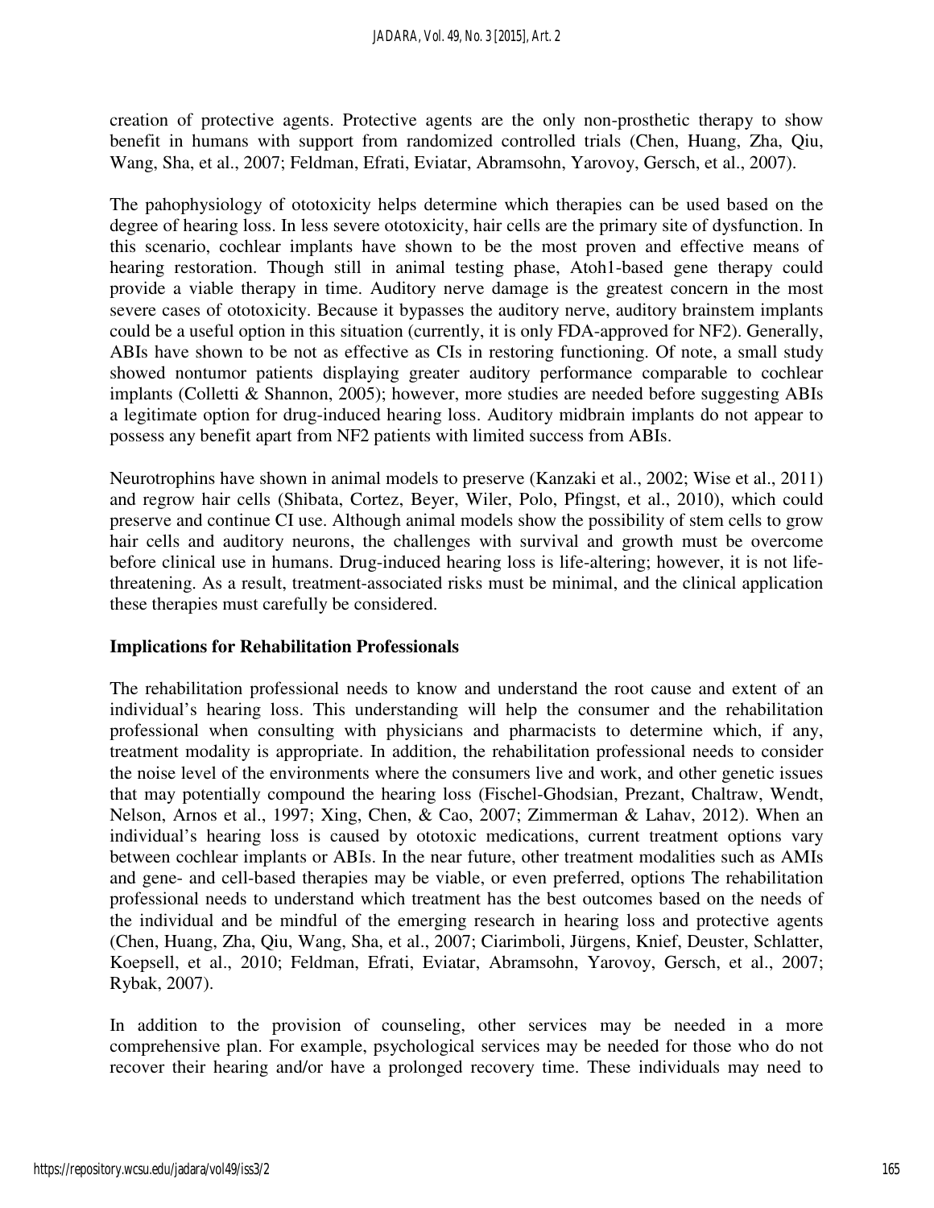creation of protective agents. Protective agents are the only non-prosthetic therapy to show benefit in humans with support from randomized controlled trials (Chen, Huang, Zha, Qiu, Wang, Sha, et al., 2007; Feldman, Efrati, Eviatar, Abramsohn, Yarovoy, Gersch, et al., 2007).

The pahophysiology of ototoxicity helps determine which therapies can be used based on the degree of hearing loss. In less severe ototoxicity, hair cells are the primary site of dysfunction. In this scenario, cochlear implants have shown to be the most proven and effective means of hearing restoration. Though still in animal testing phase, Atoh1-based gene therapy could provide a viable therapy in time. Auditory nerve damage is the greatest concern in the most severe cases of ototoxicity. Because it bypasses the auditory nerve, auditory brainstem implants could be a useful option in this situation (currently, it is only FDA-approved for NF2). Generally, ABIs have shown to be not as effective as CIs in restoring functioning. Of note, a small study showed nontumor patients displaying greater auditory performance comparable to cochlear implants (Colletti & Shannon, 2005); however, more studies are needed before suggesting ABIs a legitimate option for drug-induced hearing loss. Auditory midbrain implants do not appear to possess any benefit apart from NF2 patients with limited success from ABIs.

Neurotrophins have shown in animal models to preserve (Kanzaki et al., 2002; Wise et al., 2011) and regrow hair cells (Shibata, Cortez, Beyer, Wiler, Polo, Pfingst, et al., 2010), which could preserve and continue CI use. Although animal models show the possibility of stem cells to grow hair cells and auditory neurons, the challenges with survival and growth must be overcome before clinical use in humans. Drug-induced hearing loss is life-altering; however, it is not life-threatening. As a result, treatment-associated risks must be minimal, and the clinical application these therapies must carefully be considered.

## Implications for Rehabilitation Professionals

The rehabilitation professional needs to know and understand the root cause and extent of an individual's hearing loss. This understanding will help the consumer and the rehabilitation professional when consulting with physicians and pharmacists to determine which, if any, treatment modality is appropriate. In addition, the rehabilitation professional needs to consider the noise level of the environments where the consumers live and work, and other genetic issues that may potentially compound the hearing loss (Fischel-Ghodsian, Prezant, Chaltraw, Wendt, Nelson, Arnos et al., 1997; Xing, Chen, & Cao, 2007; Zimmerman & Lahav, 2012). When an individual's hearing loss is caused by ototoxic medications, current treatment options vary between cochlear implants or ABIs. In the near future, other treatment modalities such as AMIs and gene- and cell-based therapies may be viable, or even preferred, options The rehabilitation professional needs to understand which treatment has the best outcomes based on the needs of the individual and be mindful of the emerging research in hearing loss and protective agents (Chen, Huang, Zha, Qiu, Wang, Sha, et al., 2007; Ciarimboli, Jürgens, Knief, Deuster, Schlatter, Koepsell, et al., 2010; Feldman, Efrati, Eviatar, Abramsohn, Yarovoy, Gersch, et al., 2007; Rybak, 2007).

In addition to the provision of counseling, other services may be needed in a more comprehensive plan. For example, psychological services may be needed for those who do not recover their hearing and/or have a prolonged recovery time. These individuals may need to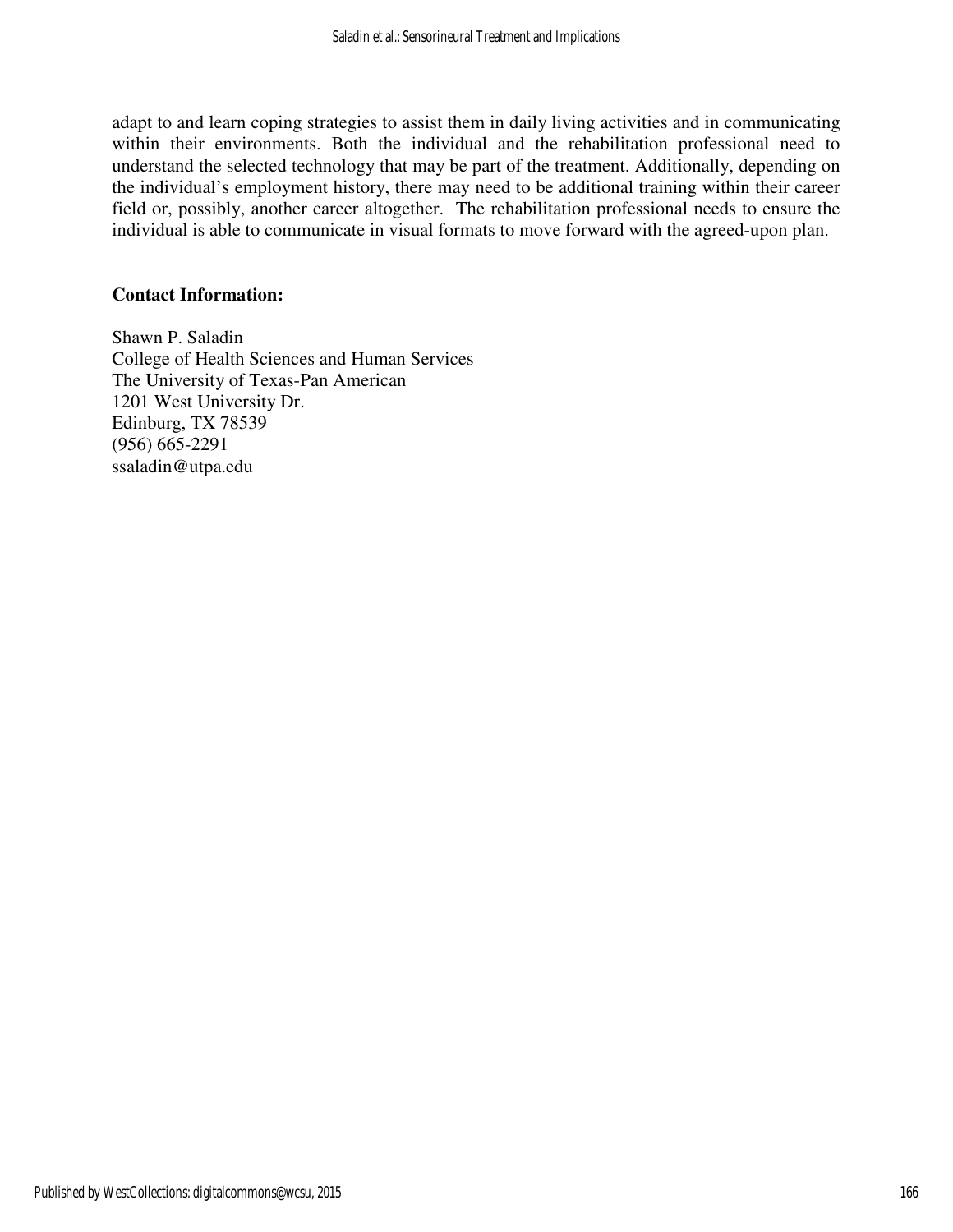adapt to and learn coping strategies to assist them in daily living activities and in communicating within their environments. Both the individual and the rehabilitation professional need to understand the selected technology that may be part of the treatment. Additionally, depending on the individual's employment history, there may need to be additional training within their career field or, possibly, another career altogether. The rehabilitation professional needs to ensure the individual is able to communicate in visual formats to move forward with the agreed-upon plan.

**Contact Information:**

Shawn P. Saladin
College of Health Sciences and Human Services
The University of Texas-Pan American
1201 West University Dr.
Edinburg, TX 78539
(956) 665-2291
ssaladin@utpa.edu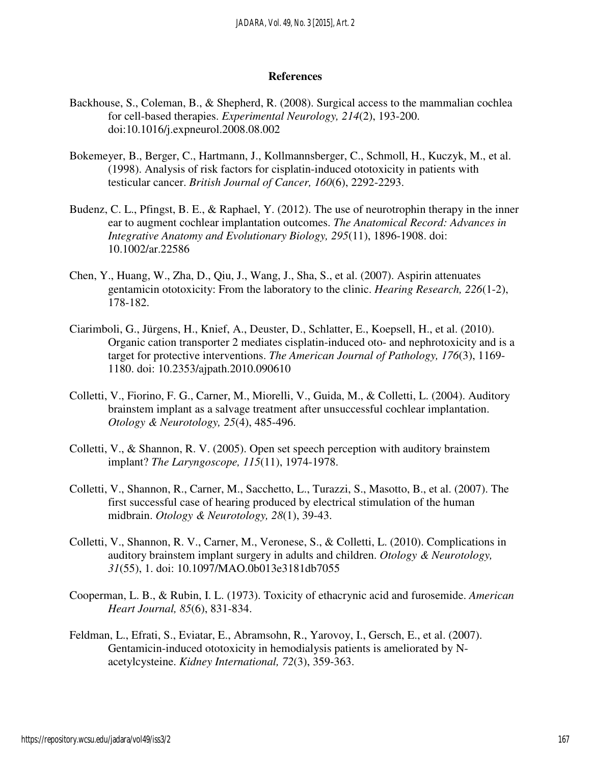## References

Backhouse, S., Coleman, B., & Shepherd, R. (2008). Surgical access to the mammalian cochlea for cell-based therapies. *Experimental Neurology, 214*(2), 193-200. doi:10.1016/j.expneurol.2008.08.002

Bokemeyer, B., Berger, C., Hartmann, J., Kollmannsberger, C., Schmoll, H., Kuczyk, M., et al. (1998). Analysis of risk factors for cisplatin-induced ototoxicity in patients with testicular cancer. *British Journal of Cancer, 160*(6), 2292-2293.

Budenz, C. L., Pfingst, B. E., & Raphael, Y. (2012). The use of neurotrophin therapy in the inner ear to augment cochlear implantation outcomes. *The Anatomical Record: Advances in Integrative Anatomy and Evolutionary Biology, 295*(11), 1896-1908. doi: 10.1002/ar.22586

Chen, Y., Huang, W., Zha, D., Qiu, J., Wang, J., Sha, S., et al. (2007). Aspirin attenuates gentamicin ototoxicity: From the laboratory to the clinic. *Hearing Research, 226*(1-2), 178-182.

Ciarimboli, G., Jürgens, H., Knief, A., Deuster, D., Schlatter, E., Koepsell, H., et al. (2010). Organic cation transporter 2 mediates cisplatin-induced oto- and nephrotoxicity and is a target for protective interventions. *The American Journal of Pathology, 176*(3), 1169-1180. doi: 10.2353/ajpath.2010.090610

Colletti, V., Fiorino, F. G., Carner, M., Miorelli, V., Guida, M., & Colletti, L. (2004). Auditory brainstem implant as a salvage treatment after unsuccessful cochlear implantation. *Otology & Neurotology, 25*(4), 485-496.

Colletti, V., & Shannon, R. V. (2005). Open set speech perception with auditory brainstem implant? *The Laryngoscope, 115*(11), 1974-1978.

Colletti, V., Shannon, R., Carner, M., Sacchetto, L., Turazzi, S., Masotto, B., et al. (2007). The first successful case of hearing produced by electrical stimulation of the human midbrain. *Otology & Neurotology, 28*(1), 39-43.

Colletti, V., Shannon, R. V., Carner, M., Veronese, S., & Colletti, L. (2010). Complications in auditory brainstem implant surgery in adults and children. *Otology & Neurotology, 31*(55), 1. doi: 10.1097/MAO.0b013e3181db7055

Cooperman, L. B., & Rubin, I. L. (1973). Toxicity of ethacrynic acid and furosemide. *American Heart Journal, 85*(6), 831-834.

Feldman, L., Efrati, S., Eviatar, E., Abramsohn, R., Yarovoy, I., Gersch, E., et al. (2007). Gentamicin-induced ototoxicity in hemodialysis patients is ameliorated by N-acetylcysteine. *Kidney International, 72*(3), 359-363.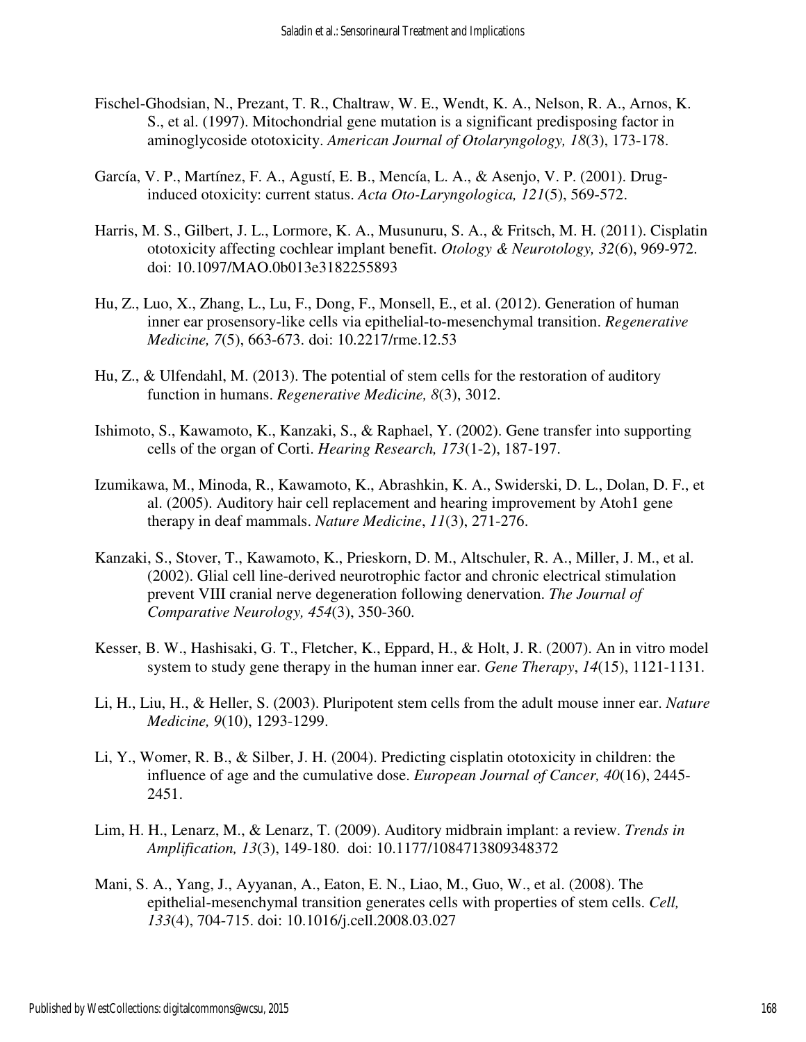Fischel-Ghodsian, N., Prezant, T. R., Chaltraw, W. E., Wendt, K. A., Nelson, R. A., Arnos, K. S., et al. (1997). Mitochondrial gene mutation is a significant predisposing factor in aminoglycoside ototoxicity. *American Journal of Otolaryngology, 18*(3), 173-178.

García, V. P., Martínez, F. A., Agustí, E. B., Mencía, L. A., & Asenjo, V. P. (2001). Drug-induced otoxicity: current status. *Acta Oto-Laryngologica, 121*(5), 569-572.

Harris, M. S., Gilbert, J. L., Lormore, K. A., Musunuru, S. A., & Fritsch, M. H. (2011). Cisplatin ototoxicity affecting cochlear implant benefit. *Otology & Neurotology, 32*(6), 969-972. doi: 10.1097/MAO.0b013e3182255893

Hu, Z., Luo, X., Zhang, L., Lu, F., Dong, F., Monsell, E., et al. (2012). Generation of human inner ear prosensory-like cells via epithelial-to-mesenchymal transition. *Regenerative Medicine, 7*(5), 663-673. doi: 10.2217/rme.12.53

Hu, Z., & Ulfendahl, M. (2013). The potential of stem cells for the restoration of auditory function in humans. *Regenerative Medicine, 8*(3), 3012.

Ishimoto, S., Kawamoto, K., Kanzaki, S., & Raphael, Y. (2002). Gene transfer into supporting cells of the organ of Corti. *Hearing Research, 173*(1-2), 187-197.

Izumikawa, M., Minoda, R., Kawamoto, K., Abrashkin, K. A., Swiderski, D. L., Dolan, D. F., et al. (2005). Auditory hair cell replacement and hearing improvement by Atoh1 gene therapy in deaf mammals. *Nature Medicine*, *11*(3), 271-276.

Kanzaki, S., Stover, T., Kawamoto, K., Prieskorn, D. M., Altschuler, R. A., Miller, J. M., et al. (2002). Glial cell line-derived neurotrophic factor and chronic electrical stimulation prevent VIII cranial nerve degeneration following denervation. *The Journal of Comparative Neurology, 454*(3), 350-360.

Kesser, B. W., Hashisaki, G. T., Fletcher, K., Eppard, H., & Holt, J. R. (2007). An in vitro model system to study gene therapy in the human inner ear. *Gene Therapy*, *14*(15), 1121-1131.

Li, H., Liu, H., & Heller, S. (2003). Pluripotent stem cells from the adult mouse inner ear. *Nature Medicine, 9*(10), 1293-1299.

Li, Y., Womer, R. B., & Silber, J. H. (2004). Predicting cisplatin ototoxicity in children: the influence of age and the cumulative dose. *European Journal of Cancer, 40*(16), 2445-2451.

Lim, H. H., Lenarz, M., & Lenarz, T. (2009). Auditory midbrain implant: a review. *Trends in Amplification, 13*(3), 149-180. doi: 10.1177/1084713809348372

Mani, S. A., Yang, J., Ayyanan, A., Eaton, E. N., Liao, M., Guo, W., et al. (2008). The epithelial-mesenchymal transition generates cells with properties of stem cells. *Cell, 133*(4), 704-715. doi: 10.1016/j.cell.2008.03.027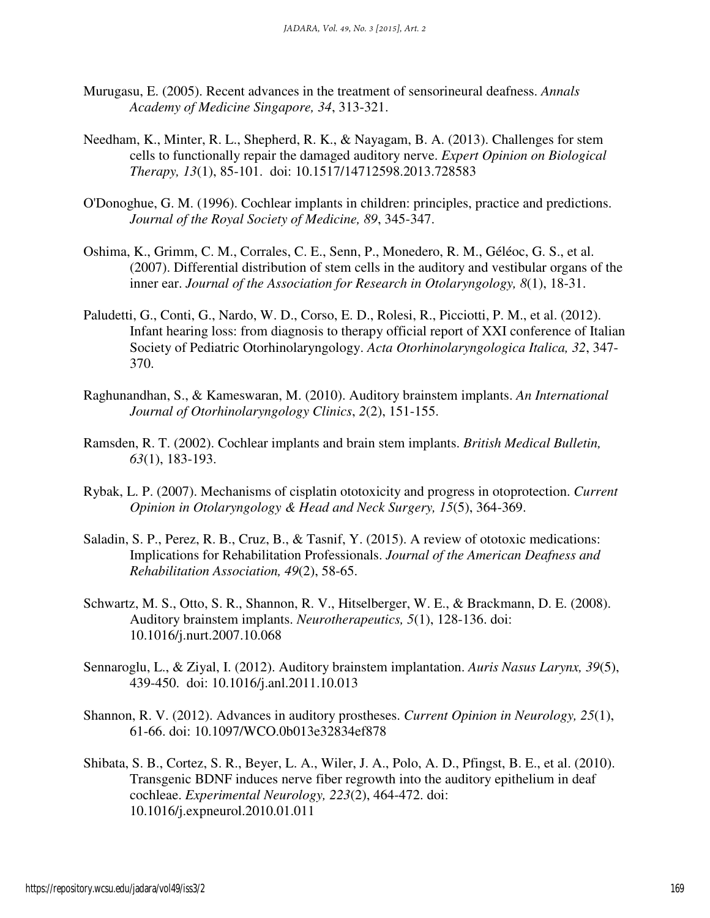Murugasu, E. (2005). Recent advances in the treatment of sensorineural deafness. *Annals Academy of Medicine Singapore, 34*, 313-321.

Needham, K., Minter, R. L., Shepherd, R. K., & Nayagam, B. A. (2013). Challenges for stem cells to functionally repair the damaged auditory nerve. *Expert Opinion on Biological Therapy, 13*(1), 85-101. doi: 10.1517/14712598.2013.728583

O'Donoghue, G. M. (1996). Cochlear implants in children: principles, practice and predictions. *Journal of the Royal Society of Medicine, 89*, 345-347.

Oshima, K., Grimm, C. M., Corrales, C. E., Senn, P., Monedero, R. M., Géléoc, G. S., et al. (2007). Differential distribution of stem cells in the auditory and vestibular organs of the inner ear. *Journal of the Association for Research in Otolaryngology, 8*(1), 18-31.

Paludetti, G., Conti, G., Nardo, W. D., Corso, E. D., Rolesi, R., Picciotti, P. M., et al. (2012). Infant hearing loss: from diagnosis to therapy official report of XXI conference of Italian Society of Pediatric Otorhinolaryngology. *Acta Otorhinolaryngologica Italica, 32*, 347-370.

Raghunandhan, S., & Kameswaran, M. (2010). Auditory brainstem implants. *An International Journal of Otorhinolaryngology Clinics*, *2*(2), 151-155.

Ramsden, R. T. (2002). Cochlear implants and brain stem implants. *British Medical Bulletin, 63*(1), 183-193.

Rybak, L. P. (2007). Mechanisms of cisplatin ototoxicity and progress in otoprotection. *Current Opinion in Otolaryngology & Head and Neck Surgery, 15*(5), 364-369.

Saladin, S. P., Perez, R. B., Cruz, B., & Tasnif, Y. (2015). A review of ototoxic medications: Implications for Rehabilitation Professionals. *Journal of the American Deafness and Rehabilitation Association, 49*(2), 58-65.

Schwartz, M. S., Otto, S. R., Shannon, R. V., Hitselberger, W. E., & Brackmann, D. E. (2008). Auditory brainstem implants. *Neurotherapeutics, 5*(1), 128-136. doi: 10.1016/j.nurt.2007.10.068

Sennaroglu, L., & Ziyal, I. (2012). Auditory brainstem implantation. *Auris Nasus Larynx, 39*(5), 439-450. doi: 10.1016/j.anl.2011.10.013

Shannon, R. V. (2012). Advances in auditory prostheses. *Current Opinion in Neurology, 25*(1), 61-66. doi: 10.1097/WCO.0b013e32834ef878

Shibata, S. B., Cortez, S. R., Beyer, L. A., Wiler, J. A., Polo, A. D., Pfingst, B. E., et al. (2010). Transgenic BDNF induces nerve fiber regrowth into the auditory epithelium in deaf cochleae. *Experimental Neurology, 223*(2), 464-472. doi: 10.1016/j.expneurol.2010.01.011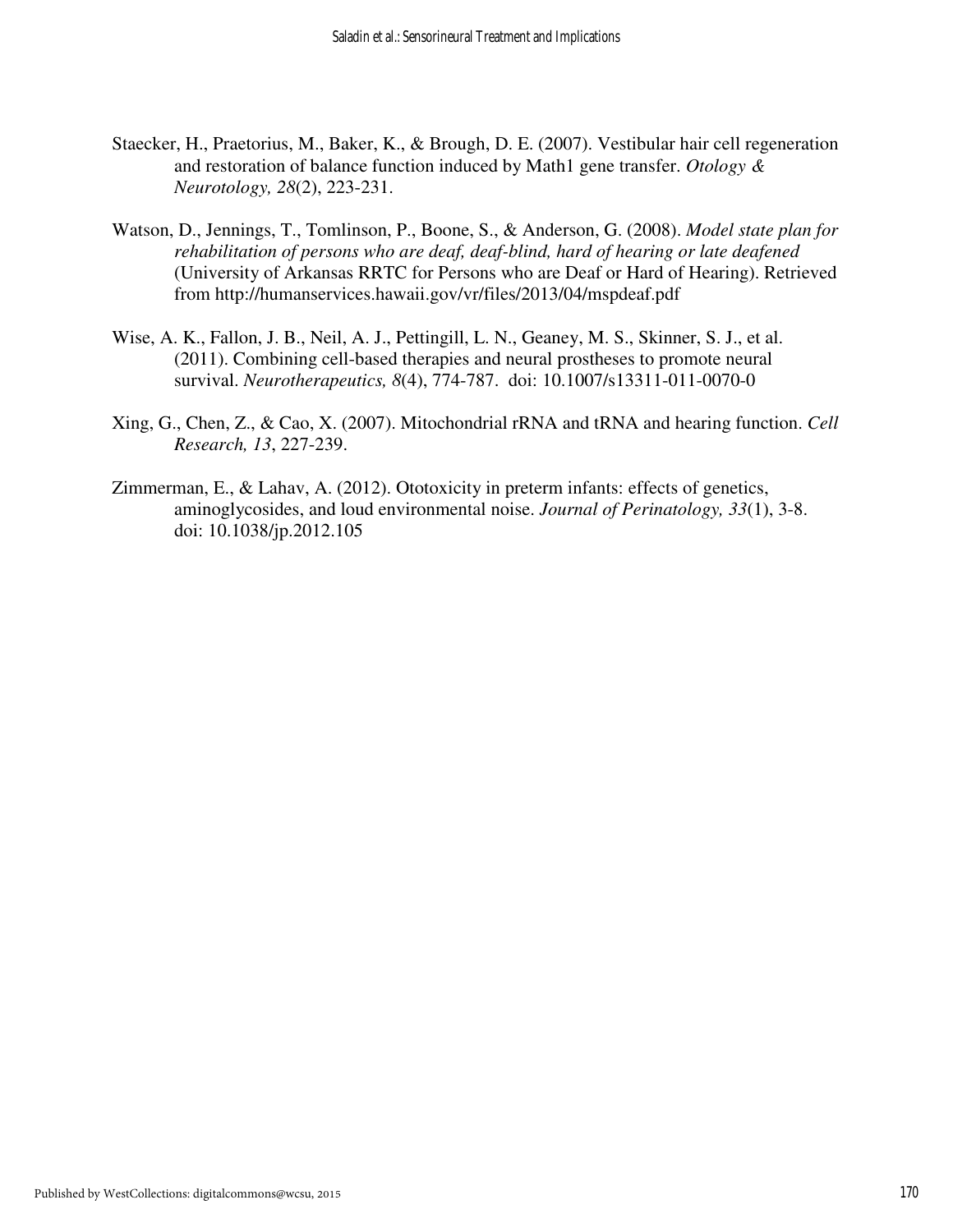Staecker, H., Praetorius, M., Baker, K., & Brough, D. E. (2007). Vestibular hair cell regeneration and restoration of balance function induced by Math1 gene transfer. *Otology & Neurotology, 28*(2), 223-231.

Watson, D., Jennings, T., Tomlinson, P., Boone, S., & Anderson, G. (2008). *Model state plan for rehabilitation of persons who are deaf, deaf-blind, hard of hearing or late deafened* (University of Arkansas RRTC for Persons who are Deaf or Hard of Hearing). Retrieved from http://humanservices.hawaii.gov/vr/files/2013/04/mspdeaf.pdf

Wise, A. K., Fallon, J. B., Neil, A. J., Pettingill, L. N., Geaney, M. S., Skinner, S. J., et al. (2011). Combining cell-based therapies and neural prostheses to promote neural survival. *Neurotherapeutics, 8*(4), 774-787. doi: 10.1007/s13311-011-0070-0

Xing, G., Chen, Z., & Cao, X. (2007). Mitochondrial rRNA and tRNA and hearing function. *Cell Research, 13*, 227-239.

Zimmerman, E., & Lahav, A. (2012). Ototoxicity in preterm infants: effects of genetics, aminoglycosides, and loud environmental noise. *Journal of Perinatology, 33*(1), 3-8. doi: 10.1038/jp.2012.105